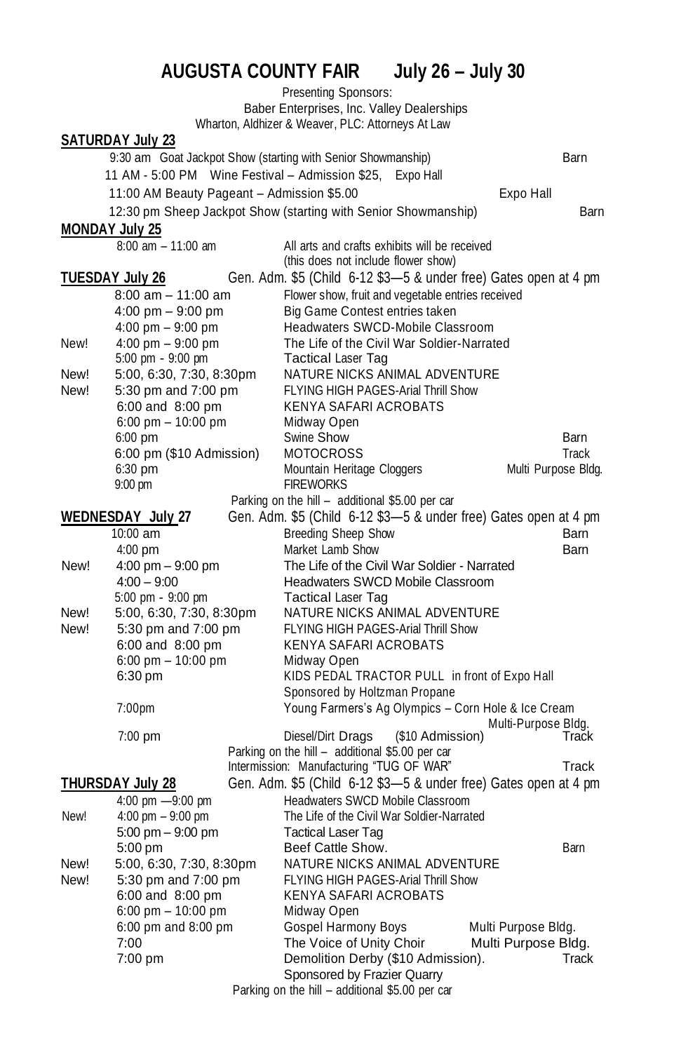# AUGUSTA COUNTY FAIR July 26 – July 30

Presenting Sponsors:
Baber Enterprises, Inc. Valley Dealerships
Wharton, Aldhizer & Weaver, PLC: Attorneys At Law

## SATURDAY July 23

| Time | Event | Location |
|---|---|---|
| 9:30 am | Goat Jackpot Show (starting with Senior Showmanship) | Barn |
| 11 AM - 5:00 PM | Wine Festival – Admission $25, | Expo Hall |
| 11:00 AM | Beauty Pageant – Admission $5.00 | Expo Hall |
| 12:30 pm | Sheep Jackpot Show (starting with Senior Showmanship) | Barn |

## MONDAY July 25

| Time | Event |
|---|---|
| 8:00 am – 11:00 am | All arts and crafts exhibits will be received (this does not include flower show) |

## TUESDAY July 26

Gen. Adm. $5 (Child 6-12 $3—5 & under free) Gates open at 4 pm

| | Time | Event | Location |
|---|---|---|---|
| | 8:00 am – 11:00 am | Flower show, fruit and vegetable entries received | |
| | 4:00 pm – 9:00 pm | Big Game Contest entries taken | |
| | 4:00 pm – 9:00 pm | Headwaters SWCD-Mobile Classroom | |
| New! | 4:00 pm – 9:00 pm | The Life of the Civil War Soldier-Narrated | |
| | 5:00 pm - 9:00 pm | Tactical Laser Tag | |
| New! | 5:00, 6:30, 7:30, 8:30pm | NATURE NICKS ANIMAL ADVENTURE | |
| New! | 5:30 pm and 7:00 pm | FLYING HIGH PAGES-Arial Thrill Show | |
| | 6:00 and 8:00 pm | KENYA SAFARI ACROBATS | |
| | 6:00 pm – 10:00 pm | Midway Open | |
| | 6:00 pm | Swine Show | Barn |
| | 6:00 pm ($10 Admission) | MOTOCROSS | Track |
| | 6:30 pm | Mountain Heritage Cloggers | Multi Purpose Bldg. |
| | 9:00 pm | FIREWORKS | |

Parking on the hill – additional $5.00 per car

## WEDNESDAY July 27

Gen. Adm. $5 (Child 6-12 $3—5 & under free) Gates open at 4 pm

| | Time | Event | Location |
|---|---|---|---|
| | 10:00 am | Breeding Sheep Show | Barn |
| | 4:00 pm | Market Lamb Show | Barn |
| New! | 4:00 pm – 9:00 pm | The Life of the Civil War Soldier - Narrated | |
| | 4:00 – 9:00 | Headwaters SWCD Mobile Classroom | |
| | 5:00 pm - 9:00 pm | Tactical Laser Tag | |
| New! | 5:00, 6:30, 7:30, 8:30pm | NATURE NICKS ANIMAL ADVENTURE | |
| New! | 5:30 pm and 7:00 pm | FLYING HIGH PAGES-Arial Thrill Show | |
| | 6:00 and 8:00 pm | KENYA SAFARI ACROBATS | |
| | 6:00 pm – 10:00 pm | Midway Open | |
| | 6:30 pm | KIDS PEDAL TRACTOR PULL in front of Expo Hall Sponsored by Holtzman Propane | |
| | 7:00pm | Young Farmers's Ag Olympics – Corn Hole & Ice Cream | Multi-Purpose Bldg. |
| | 7:00 pm | Diesel/Dirt Drags ($10 Admission) | Track |

Parking on the hill – additional $5.00 per car

Intermission: Manufacturing "TUG OF WAR" — Track

## THURSDAY July 28

Gen. Adm. $5 (Child 6-12 $3—5 & under free) Gates open at 4 pm

| | Time | Event | Location |
|---|---|---|---|
| | 4:00 pm —9:00 pm | Headwaters SWCD Mobile Classroom | |
| New! | 4:00 pm – 9:00 pm | The Life of the Civil War Soldier-Narrated | |
| | 5:00 pm – 9:00 pm | Tactical Laser Tag | |
| | 5:00 pm | Beef Cattle Show. | Barn |
| New! | 5:00, 6:30, 7:30, 8:30pm | NATURE NICKS ANIMAL ADVENTURE | |
| New! | 5:30 pm and 7:00 pm | FLYING HIGH PAGES-Arial Thrill Show | |
| | 6:00 and 8:00 pm | KENYA SAFARI ACROBATS | |
| | 6:00 pm – 10:00 pm | Midway Open | |
| | 6:00 pm and 8:00 pm | Gospel Harmony Boys | Multi Purpose Bldg. |
| | 7:00 | The Voice of Unity Choir | Multi Purpose Bldg. |
| | 7:00 pm | Demolition Derby ($10 Admission). Sponsored by Frazier Quarry | Track |

Parking on the hill – additional $5.00 per car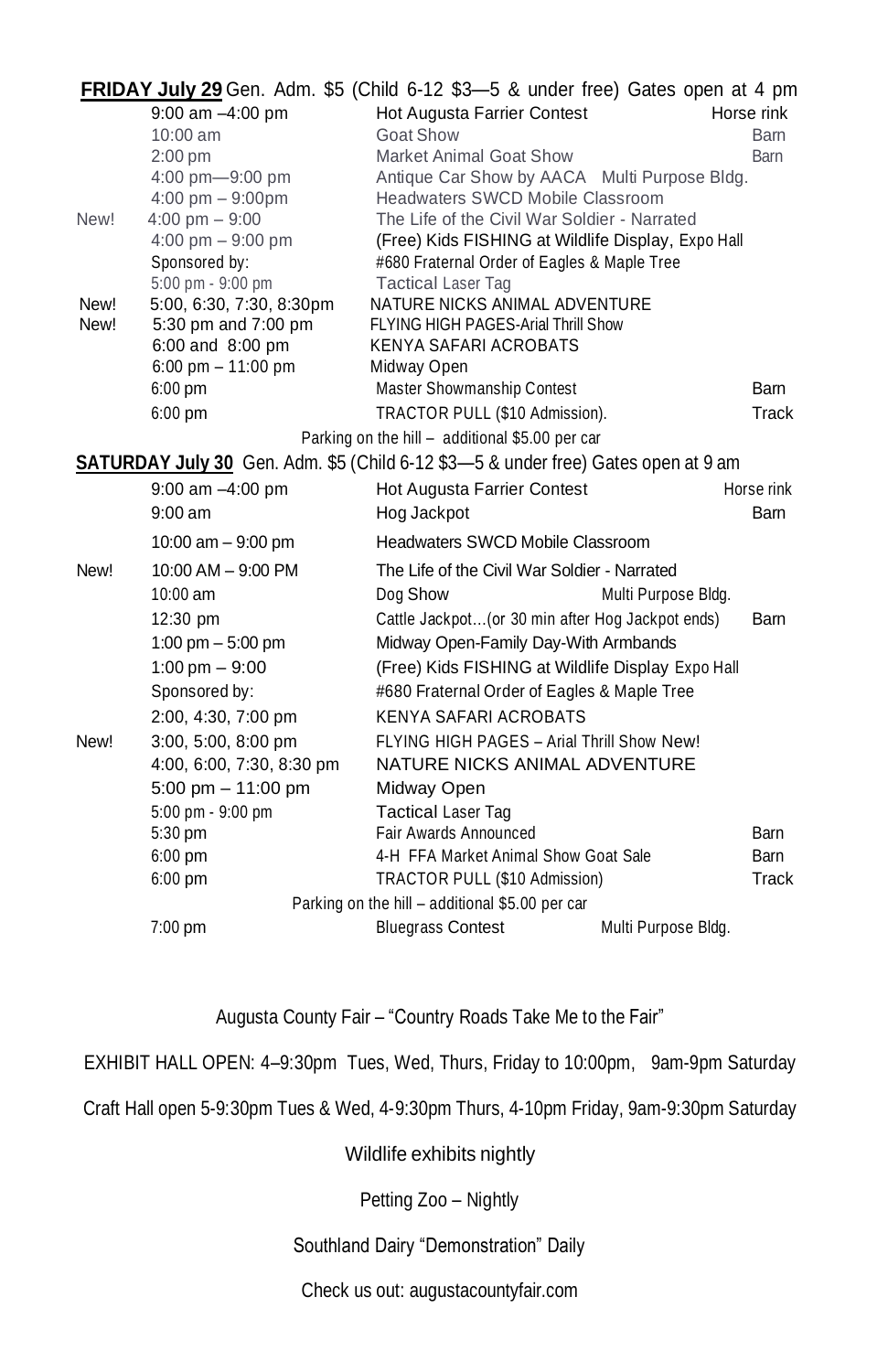**FRIDAY July 29** Gen. Adm. $5 (Child 6-12 $3—5 & under free) Gates open at 4 pm

| | | | |
|---|---|---|---|
| | 9:00 am –4:00 pm | Hot Augusta Farrier Contest | Horse rink |
| | 10:00 am | Goat Show | Barn |
| | 2:00 pm | Market Animal Goat Show | Barn |
| | 4:00 pm—9:00 pm | Antique Car Show by AACA Multi Purpose Bldg. | |
| | 4:00 pm – 9:00pm | Headwaters SWCD Mobile Classroom | |
| New! | 4:00 pm – 9:00 | The Life of the Civil War Soldier - Narrated | |
| | 4:00 pm – 9:00 pm | (Free) Kids FISHING at Wildlife Display, Expo Hall | |
| | Sponsored by: | #680 Fraternal Order of Eagles & Maple Tree | |
| | 5:00 pm - 9:00 pm | Tactical Laser Tag | |
| New! | 5:00, 6:30, 7:30, 8:30pm | NATURE NICKS ANIMAL ADVENTURE | |
| New! | 5:30 pm and 7:00 pm | FLYING HIGH PAGES-Arial Thrill Show | |
| | 6:00 and 8:00 pm | KENYA SAFARI ACROBATS | |
| | 6:00 pm – 11:00 pm | Midway Open | |
| | 6:00 pm | Master Showmanship Contest | Barn |
| | 6:00 pm | TRACTOR PULL ($10 Admission). | Track |

Parking on the hill – additional $5.00 per car

**SATURDAY July 30** Gen. Adm. $5 (Child 6-12 $3—5 & under free) Gates open at 9 am

| | | | |
|---|---|---|---|
| | 9:00 am –4:00 pm | Hot Augusta Farrier Contest | Horse rink |
| | 9:00 am | Hog Jackpot | Barn |
| | 10:00 am – 9:00 pm | Headwaters SWCD Mobile Classroom | |
| New! | 10:00 AM – 9:00 PM | The Life of the Civil War Soldier - Narrated | |
| | 10:00 am | Dog Show Multi Purpose Bldg. | |
| | 12:30 pm | Cattle Jackpot…(or 30 min after Hog Jackpot ends) | Barn |
| | 1:00 pm – 5:00 pm | Midway Open-Family Day-With Armbands | |
| | 1:00 pm – 9:00 | (Free) Kids FISHING at Wildlife Display Expo Hall | |
| | Sponsored by: | #680 Fraternal Order of Eagles & Maple Tree | |
| | 2:00, 4:30, 7:00 pm | KENYA SAFARI ACROBATS | |
| New! | 3:00, 5:00, 8:00 pm | FLYING HIGH PAGES – Arial Thrill Show New! | |
| | 4:00, 6:00, 7:30, 8:30 pm | NATURE NICKS ANIMAL ADVENTURE | |
| | 5:00 pm – 11:00 pm | Midway Open | |
| | 5:00 pm - 9:00 pm | Tactical Laser Tag | |
| | 5:30 pm | Fair Awards Announced | Barn |
| | 6:00 pm | 4-H FFA Market Animal Show Goat Sale | Barn |
| | 6:00 pm | TRACTOR PULL ($10 Admission) | Track |

Parking on the hill – additional $5.00 per car

| | | | |
|---|---|---|---|
| | 7:00 pm | Bluegrass Contest Multi Purpose Bldg. | |

Augusta County Fair – "Country Roads Take Me to the Fair"

EXHIBIT HALL OPEN: 4–9:30pm Tues, Wed, Thurs, Friday to 10:00pm, 9am-9pm Saturday

Craft Hall open 5-9:30pm Tues & Wed, 4-9:30pm Thurs, 4-10pm Friday, 9am-9:30pm Saturday

Wildlife exhibits nightly

Petting Zoo – Nightly

Southland Dairy "Demonstration" Daily

Check us out: augustacountyfair.com